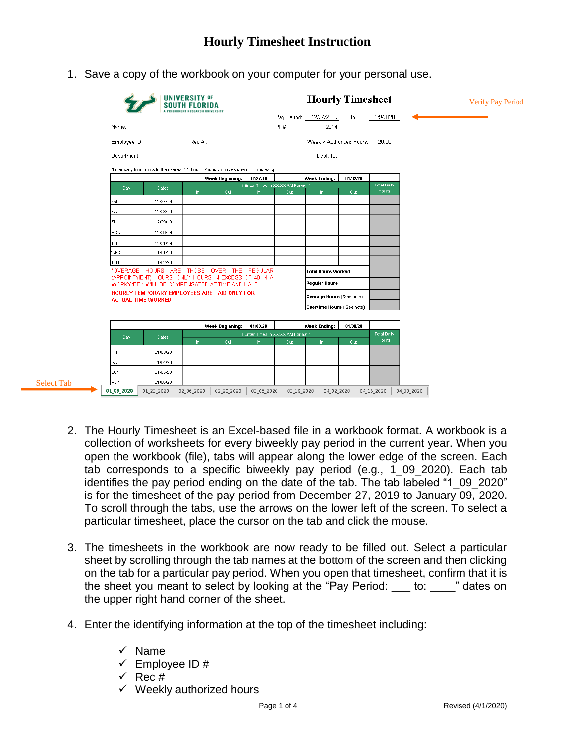# Hourly Timesheet Instruction

1. Save a copy of the workbook on your computer for your personal use.

**UNIVERSITY of SOUTH FLORIDA**
A PREEMINENT RESEARCH UNIVERSITY

**Hourly Timesheet**

Pay Period: 12/27/2019 to: 1/9/2020 ← Verify Pay Period

PP# 2014

Name: ______________________

Employee ID: __________ Rec #: __________

Weekly Authorized Hours: 20.00

Department: ______________________

Dept. ID: ______________________

"Enter daily total hours to the nearest 1/4 hour. Round 7 minutes down, 8 minutes up."

| Day | Dates | Week Beginning: 12/27/19 | | | Week Ending: 01/02/20 | | | Total Daily Hours |
|---|---|---|---|---|---|---|---|---|
| | | (Enter Times in XX:XX AM Format) | | | | | | |
| | | In | Out | In | Out | In | Out | |
| FRI | 12/27/19 | | | | | | | |
| SAT | 12/28/19 | | | | | | | |
| SUN | 12/29/19 | | | | | | | |
| MON | 12/30/19 | | | | | | | |
| TUE | 12/31/19 | | | | | | | |
| WED | 01/01/20 | | | | | | | |
| THU | 01/02/20 | | | | | | | |

*OVERAGE HOURS ARE THOSE OVER THE REGULAR (APPOINTMENT) HOURS. ONLY HOURS IN EXCESS OF 40 IN A WORKWEEK WILL BE COMPENSATED AT TIME AND HALF.

**HOURLY TEMPORARY EMPLOYEES ARE PAID ONLY FOR ACTUAL TIME WORKED.**

| | |
|---|---|
| Total Hours Worked | |
| Regular Hours | |
| Overage Hours (*See note) | |
| Overtime Hours (*See note) | |

| Day | Dates | Week Beginning: 01/03/20 | | | Week Ending: 01/09/20 | | | Total Daily Hours |
|---|---|---|---|---|---|---|---|---|
| | | (Enter Times in XX:XX AM Format) | | | | | | |
| | | In | Out | In | Out | In | Out | |
| FRI | 01/03/20 | | | | | | | |
| SAT | 01/04/20 | | | | | | | |
| SUN | 01/05/20 | | | | | | | |
| MON | 01/06/20 | | | | | | | |

Select Tab → 01_09_2020 | 01_23_2020 | 02_06_2020 | 02_20_2020 | 03_05_2020 | 03_19_2020 | 04_02_2020 | 04_16_2020 | 04_30_2020

2. The Hourly Timesheet is an Excel-based file in a workbook format. A workbook is a collection of worksheets for every biweekly pay period in the current year. When you open the workbook (file), tabs will appear along the lower edge of the screen. Each tab corresponds to a specific biweekly pay period (e.g., 1_09_2020). Each tab identifies the pay period ending on the date of the tab. The tab labeled "1_09_2020" is for the timesheet of the pay period from December 27, 2019 to January 09, 2020. To scroll through the tabs, use the arrows on the lower left of the screen. To select a particular timesheet, place the cursor on the tab and click the mouse.

3. The timesheets in the workbook are now ready to be filled out. Select a particular sheet by scrolling through the tab names at the bottom of the screen and then clicking on the tab for a particular pay period. When you open that timesheet, confirm that it is the sheet you meant to select by looking at the "Pay Period: ___ to: ____" dates on the upper right hand corner of the sheet.

4. Enter the identifying information at the top of the timesheet including:

   - ✓ Name
   - ✓ Employee ID #
   - ✓ Rec #
   - ✓ Weekly authorized hours

Revised (4/1/2020)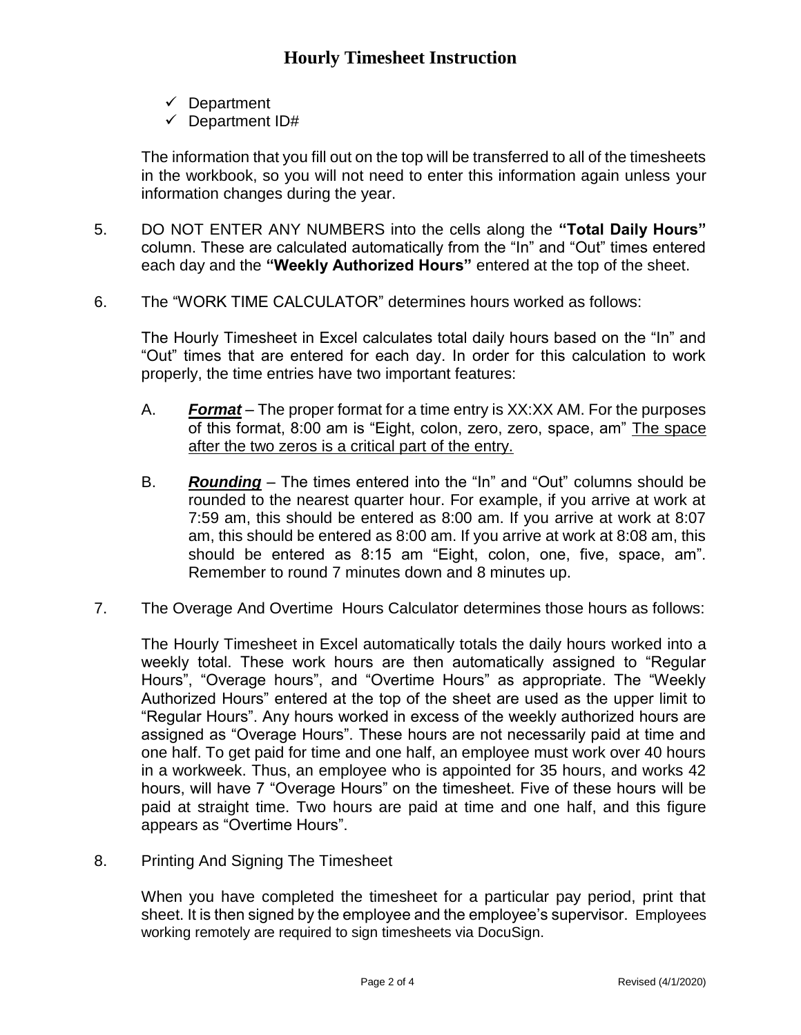# Hourly Timesheet Instruction

- ✓ Department
- ✓ Department ID#

The information that you fill out on the top will be transferred to all of the timesheets in the workbook, so you will not need to enter this information again unless your information changes during the year.

5. DO NOT ENTER ANY NUMBERS into the cells along the **"Total Daily Hours"** column. These are calculated automatically from the "In" and "Out" times entered each day and the **"Weekly Authorized Hours"** entered at the top of the sheet.

6. The "WORK TIME CALCULATOR" determines hours worked as follows:

   The Hourly Timesheet in Excel calculates total daily hours based on the "In" and "Out" times that are entered for each day. In order for this calculation to work properly, the time entries have two important features:

   A. ***Format*** – The proper format for a time entry is XX:XX AM. For the purposes of this format, 8:00 am is "Eight, colon, zero, zero, space, am" <u>The space after the two zeros is a critical part of the entry.</u>

   B. ***Rounding*** – The times entered into the "In" and "Out" columns should be rounded to the nearest quarter hour. For example, if you arrive at work at 7:59 am, this should be entered as 8:00 am. If you arrive at work at 8:07 am, this should be entered as 8:00 am. If you arrive at work at 8:08 am, this should be entered as 8:15 am "Eight, colon, one, five, space, am". Remember to round 7 minutes down and 8 minutes up.

7. The Overage And Overtime Hours Calculator determines those hours as follows:

   The Hourly Timesheet in Excel automatically totals the daily hours worked into a weekly total. These work hours are then automatically assigned to "Regular Hours", "Overage hours", and "Overtime Hours" as appropriate. The "Weekly Authorized Hours" entered at the top of the sheet are used as the upper limit to "Regular Hours". Any hours worked in excess of the weekly authorized hours are assigned as "Overage Hours". These hours are not necessarily paid at time and one half. To get paid for time and one half, an employee must work over 40 hours in a workweek. Thus, an employee who is appointed for 35 hours, and works 42 hours, will have 7 "Overage Hours" on the timesheet. Five of these hours will be paid at straight time. Two hours are paid at time and one half, and this figure appears as "Overtime Hours".

8. Printing And Signing The Timesheet

   When you have completed the timesheet for a particular pay period, print that sheet. It is then signed by the employee and the employee's supervisor. Employees working remotely are required to sign timesheets via DocuSign.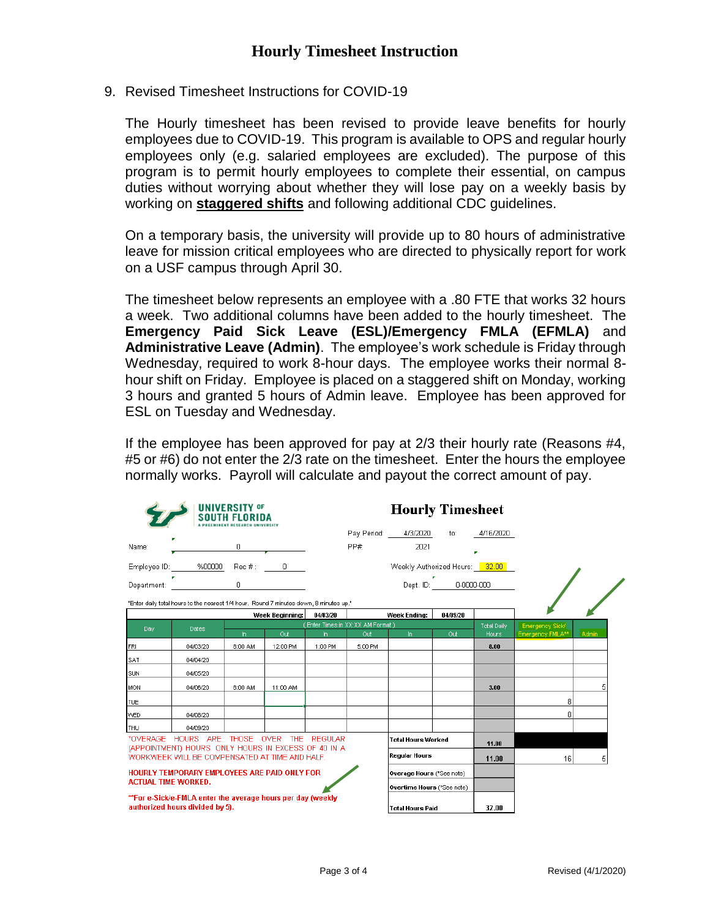# Hourly Timesheet Instruction

9. Revised Timesheet Instructions for COVID-19

   The Hourly timesheet has been revised to provide leave benefits for hourly employees due to COVID-19. This program is available to OPS and regular hourly employees only (e.g. salaried employees are excluded). The purpose of this program is to permit hourly employees to complete their essential, on campus duties without worrying about whether they will lose pay on a weekly basis by working on **staggered shifts** and following additional CDC guidelines.

   On a temporary basis, the university will provide up to 80 hours of administrative leave for mission critical employees who are directed to physically report for work on a USF campus through April 30.

   The timesheet below represents an employee with a .80 FTE that works 32 hours a week. Two additional columns have been added to the hourly timesheet. The **Emergency Paid Sick Leave (ESL)/Emergency FMLA (EFMLA)** and **Administrative Leave (Admin)**. The employee's work schedule is Friday through Wednesday, required to work 8-hour days. The employee works their normal 8-hour shift on Friday. Employee is placed on a staggered shift on Monday, working 3 hours and granted 5 hours of Admin leave. Employee has been approved for ESL on Tuesday and Wednesday.

   If the employee has been approved for pay at 2/3 their hourly rate (Reasons #4, #5 or #6) do not enter the 2/3 rate on the timesheet. Enter the hours the employee normally works. Payroll will calculate and payout the correct amount of pay.

**UNIVERSITY OF SOUTH FLORIDA**
A PREEMINENT RESEARCH UNIVERSITY

**Hourly Timesheet**

Name: 0 | Pay Period: 4/3/2020 to: 4/16/2020 | PP#: 2021

Employee ID: %00000 | Rec #: 0 | Weekly Authorized Hours: 32.00

Department: 0 | Dept. ID: 0-0000-000

*Enter daily total hours to the nearest 1/4 hour. Round 7 minutes down, 8 minutes up.*

| Day | Dates | In | Out | In | Out | In | Out | Total Daily Hours | Emergency Sick/ Emergency FMLA** | Admin |
|---|---|---|---|---|---|---|---|---|---|---|
| | | Week Beginning: | | 04/03/20 | | Week Ending: | 04/09/20 | | | |
| | | (Enter Times in XX:XX AM Format) | | | | | | | | |
| FRI | 04/03/20 | 8:00 AM | 12:00 PM | 1:00 PM | 5:00 PM | | | 8.00 | | |
| SAT | 04/04/20 | | | | | | | | | |
| SUN | 04/05/20 | | | | | | | | | |
| MON | 04/06/20 | 8:00 AM | 11:00 AM | | | | | 3.00 | | 5 |
| TUE | | | | | | | | | 8 | |
| WED | 04/08/20 | | | | | | | | 8 | |
| THU | 04/09/20 | | | | | | | | | |

| | Hours | Emergency Sick/ Emergency FMLA | Admin |
|---|---|---|---|
| Total Hours Worked | 11.00 | | |
| Regular Hours | 11.00 | 16 | 5 |
| Overage Hours (*See note) | | | |
| Overtime Hours (*See note) | | | |
| Total Hours Paid | 32.00 | | |

*OVERAGE HOURS ARE THOSE OVER THE REGULAR (APPOINTMENT) HOURS. ONLY HOURS IN EXCESS OF 40 IN A WORKWEEK WILL BE COMPENSATED AT TIME AND HALF.

HOURLY TEMPORARY EMPLOYEES ARE PAID ONLY FOR ACTUAL TIME WORKED.

**For e-Sick/e-FMLA enter the average hours per day (weekly authorized hours divided by 5).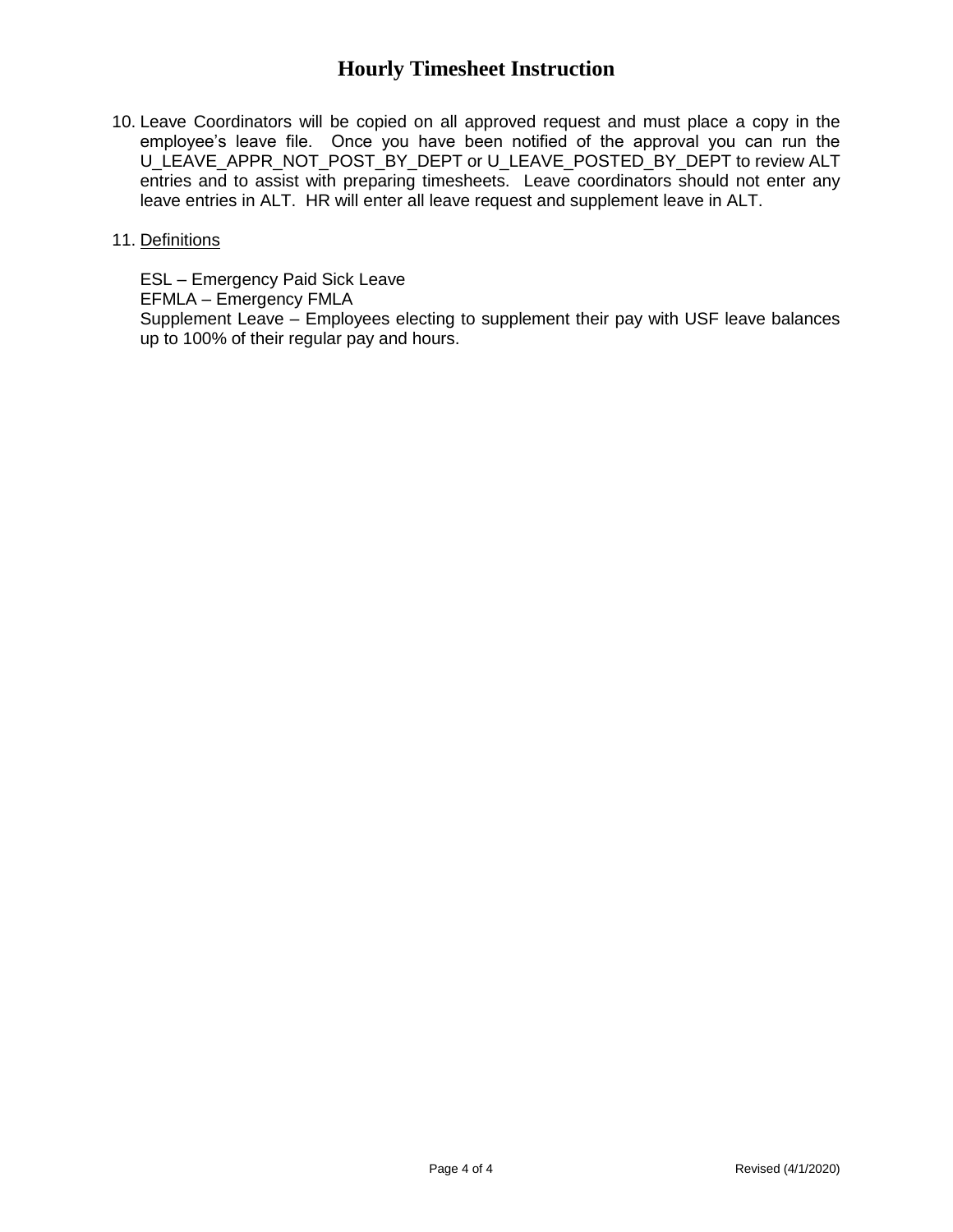# Hourly Timesheet Instruction

10. Leave Coordinators will be copied on all approved request and must place a copy in the employee's leave file. Once you have been notified of the approval you can run the U_LEAVE_APPR_NOT_POST_BY_DEPT or U_LEAVE_POSTED_BY_DEPT to review ALT entries and to assist with preparing timesheets. Leave coordinators should not enter any leave entries in ALT. HR will enter all leave request and supplement leave in ALT.

11. <u>Definitions</u>

    ESL – Emergency Paid Sick Leave
    EFMLA – Emergency FMLA
    Supplement Leave – Employees electing to supplement their pay with USF leave balances up to 100% of their regular pay and hours.